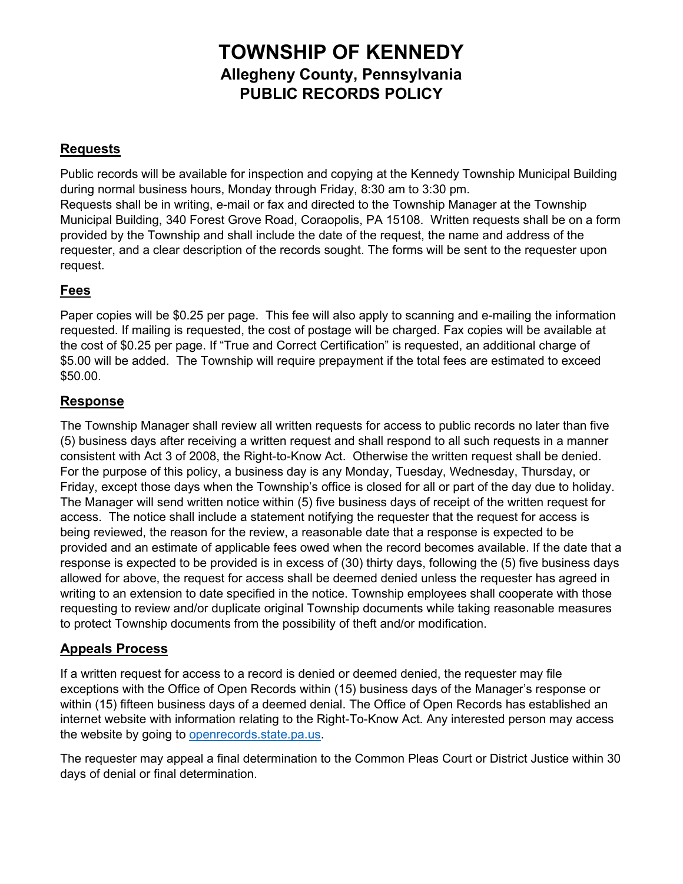# TOWNSHIP OF KENNEDY
## Allegheny County, Pennsylvania
## PUBLIC RECORDS POLICY

### Requests

Public records will be available for inspection and copying at the Kennedy Township Municipal Building during normal business hours, Monday through Friday, 8:30 am to 3:30 pm.
Requests shall be in writing, e-mail or fax and directed to the Township Manager at the Township Municipal Building, 340 Forest Grove Road, Coraopolis, PA 15108. Written requests shall be on a form provided by the Township and shall include the date of the request, the name and address of the requester, and a clear description of the records sought. The forms will be sent to the requester upon request.

### Fees

Paper copies will be $0.25 per page. This fee will also apply to scanning and e-mailing the information requested. If mailing is requested, the cost of postage will be charged. Fax copies will be available at the cost of $0.25 per page. If "True and Correct Certification" is requested, an additional charge of $5.00 will be added. The Township will require prepayment if the total fees are estimated to exceed $50.00.

### Response

The Township Manager shall review all written requests for access to public records no later than five (5) business days after receiving a written request and shall respond to all such requests in a manner consistent with Act 3 of 2008, the Right-to-Know Act. Otherwise the written request shall be denied. For the purpose of this policy, a business day is any Monday, Tuesday, Wednesday, Thursday, or Friday, except those days when the Township's office is closed for all or part of the day due to holiday. The Manager will send written notice within (5) five business days of receipt of the written request for access. The notice shall include a statement notifying the requester that the request for access is being reviewed, the reason for the review, a reasonable date that a response is expected to be provided and an estimate of applicable fees owed when the record becomes available. If the date that a response is expected to be provided is in excess of (30) thirty days, following the (5) five business days allowed for above, the request for access shall be deemed denied unless the requester has agreed in writing to an extension to date specified in the notice. Township employees shall cooperate with those requesting to review and/or duplicate original Township documents while taking reasonable measures to protect Township documents from the possibility of theft and/or modification.

### Appeals Process

If a written request for access to a record is denied or deemed denied, the requester may file exceptions with the Office of Open Records within (15) business days of the Manager's response or within (15) fifteen business days of a deemed denial. The Office of Open Records has established an internet website with information relating to the Right-To-Know Act. Any interested person may access the website by going to openrecords.state.pa.us.

The requester may appeal a final determination to the Common Pleas Court or District Justice within 30 days of denial or final determination.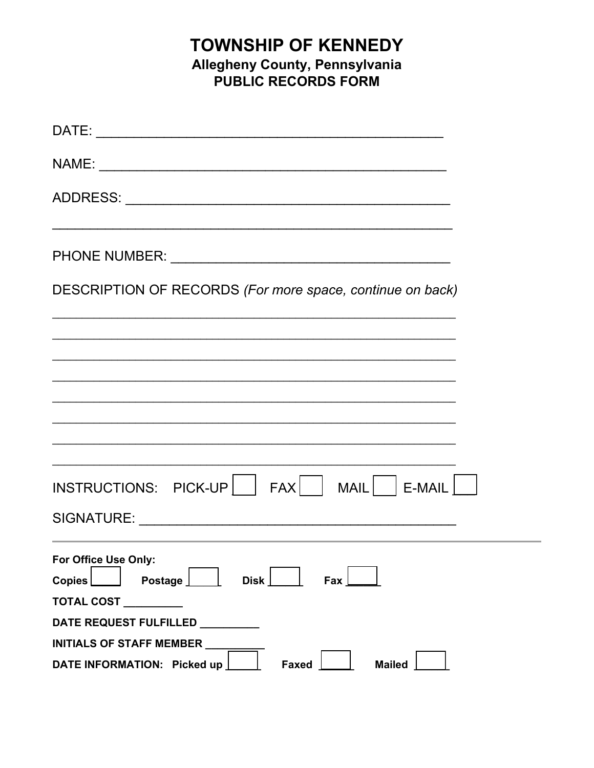# TOWNSHIP OF KENNEDY

**Allegheny County, Pennsylvania**

**PUBLIC RECORDS FORM**

DATE: _____________________________________________

NAME: _____________________________________________

ADDRESS: __________________________________________

___________________________________________________

PHONE NUMBER: ____________________________________

DESCRIPTION OF RECORDS *(For more space, continue on back)*

___________________________________________________

___________________________________________________

___________________________________________________

___________________________________________________

___________________________________________________

___________________________________________________

___________________________________________________

___________________________________________________

INSTRUCTIONS: PICK-UP ☐ FAX ☐ MAIL ☐ E-MAIL ☐

SIGNATURE: ________________________________________

---

**For Office Use Only:**

**Copies** ☐ **Postage** ☐ **Disk** ☐ **Fax** ☐

**TOTAL COST** __________

**DATE REQUEST FULFILLED** __________

**INITIALS OF STAFF MEMBER** __________

**DATE INFORMATION: Picked up** ☐ **Faxed** ☐ **Mailed** ☐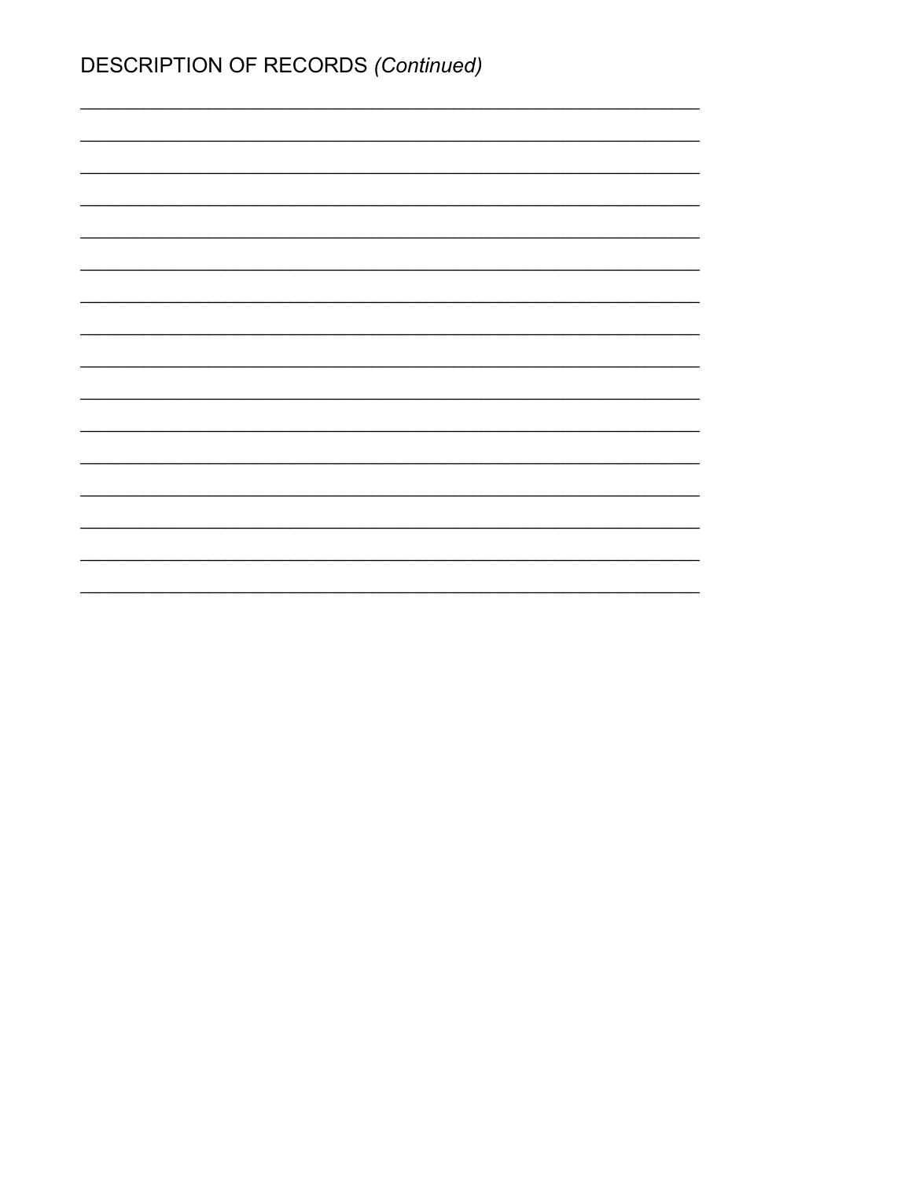DESCRIPTION OF RECORDS *(Continued)*

\_\_\_\_\_\_\_\_\_\_\_\_\_\_\_\_\_\_\_\_\_\_\_\_\_\_\_\_\_\_\_\_\_\_\_\_\_\_\_\_\_\_\_\_\_\_\_\_\_\_\_\_\_\_\_\_\_\_\_\_\_\_\_\_\_\_\_\_\_\_

\_\_\_\_\_\_\_\_\_\_\_\_\_\_\_\_\_\_\_\_\_\_\_\_\_\_\_\_\_\_\_\_\_\_\_\_\_\_\_\_\_\_\_\_\_\_\_\_\_\_\_\_\_\_\_\_\_\_\_\_\_\_\_\_\_\_\_\_\_\_

\_\_\_\_\_\_\_\_\_\_\_\_\_\_\_\_\_\_\_\_\_\_\_\_\_\_\_\_\_\_\_\_\_\_\_\_\_\_\_\_\_\_\_\_\_\_\_\_\_\_\_\_\_\_\_\_\_\_\_\_\_\_\_\_\_\_\_\_\_\_

\_\_\_\_\_\_\_\_\_\_\_\_\_\_\_\_\_\_\_\_\_\_\_\_\_\_\_\_\_\_\_\_\_\_\_\_\_\_\_\_\_\_\_\_\_\_\_\_\_\_\_\_\_\_\_\_\_\_\_\_\_\_\_\_\_\_\_\_\_\_

\_\_\_\_\_\_\_\_\_\_\_\_\_\_\_\_\_\_\_\_\_\_\_\_\_\_\_\_\_\_\_\_\_\_\_\_\_\_\_\_\_\_\_\_\_\_\_\_\_\_\_\_\_\_\_\_\_\_\_\_\_\_\_\_\_\_\_\_\_\_

\_\_\_\_\_\_\_\_\_\_\_\_\_\_\_\_\_\_\_\_\_\_\_\_\_\_\_\_\_\_\_\_\_\_\_\_\_\_\_\_\_\_\_\_\_\_\_\_\_\_\_\_\_\_\_\_\_\_\_\_\_\_\_\_\_\_\_\_\_\_

\_\_\_\_\_\_\_\_\_\_\_\_\_\_\_\_\_\_\_\_\_\_\_\_\_\_\_\_\_\_\_\_\_\_\_\_\_\_\_\_\_\_\_\_\_\_\_\_\_\_\_\_\_\_\_\_\_\_\_\_\_\_\_\_\_\_\_\_\_\_

\_\_\_\_\_\_\_\_\_\_\_\_\_\_\_\_\_\_\_\_\_\_\_\_\_\_\_\_\_\_\_\_\_\_\_\_\_\_\_\_\_\_\_\_\_\_\_\_\_\_\_\_\_\_\_\_\_\_\_\_\_\_\_\_\_\_\_\_\_\_

\_\_\_\_\_\_\_\_\_\_\_\_\_\_\_\_\_\_\_\_\_\_\_\_\_\_\_\_\_\_\_\_\_\_\_\_\_\_\_\_\_\_\_\_\_\_\_\_\_\_\_\_\_\_\_\_\_\_\_\_\_\_\_\_\_\_\_\_\_\_

\_\_\_\_\_\_\_\_\_\_\_\_\_\_\_\_\_\_\_\_\_\_\_\_\_\_\_\_\_\_\_\_\_\_\_\_\_\_\_\_\_\_\_\_\_\_\_\_\_\_\_\_\_\_\_\_\_\_\_\_\_\_\_\_\_\_\_\_\_\_

\_\_\_\_\_\_\_\_\_\_\_\_\_\_\_\_\_\_\_\_\_\_\_\_\_\_\_\_\_\_\_\_\_\_\_\_\_\_\_\_\_\_\_\_\_\_\_\_\_\_\_\_\_\_\_\_\_\_\_\_\_\_\_\_\_\_\_\_\_\_

\_\_\_\_\_\_\_\_\_\_\_\_\_\_\_\_\_\_\_\_\_\_\_\_\_\_\_\_\_\_\_\_\_\_\_\_\_\_\_\_\_\_\_\_\_\_\_\_\_\_\_\_\_\_\_\_\_\_\_\_\_\_\_\_\_\_\_\_\_\_

\_\_\_\_\_\_\_\_\_\_\_\_\_\_\_\_\_\_\_\_\_\_\_\_\_\_\_\_\_\_\_\_\_\_\_\_\_\_\_\_\_\_\_\_\_\_\_\_\_\_\_\_\_\_\_\_\_\_\_\_\_\_\_\_\_\_\_\_\_\_

\_\_\_\_\_\_\_\_\_\_\_\_\_\_\_\_\_\_\_\_\_\_\_\_\_\_\_\_\_\_\_\_\_\_\_\_\_\_\_\_\_\_\_\_\_\_\_\_\_\_\_\_\_\_\_\_\_\_\_\_\_\_\_\_\_\_\_\_\_\_

\_\_\_\_\_\_\_\_\_\_\_\_\_\_\_\_\_\_\_\_\_\_\_\_\_\_\_\_\_\_\_\_\_\_\_\_\_\_\_\_\_\_\_\_\_\_\_\_\_\_\_\_\_\_\_\_\_\_\_\_\_\_\_\_\_\_\_\_\_\_

\_\_\_\_\_\_\_\_\_\_\_\_\_\_\_\_\_\_\_\_\_\_\_\_\_\_\_\_\_\_\_\_\_\_\_\_\_\_\_\_\_\_\_\_\_\_\_\_\_\_\_\_\_\_\_\_\_\_\_\_\_\_\_\_\_\_\_\_\_\_